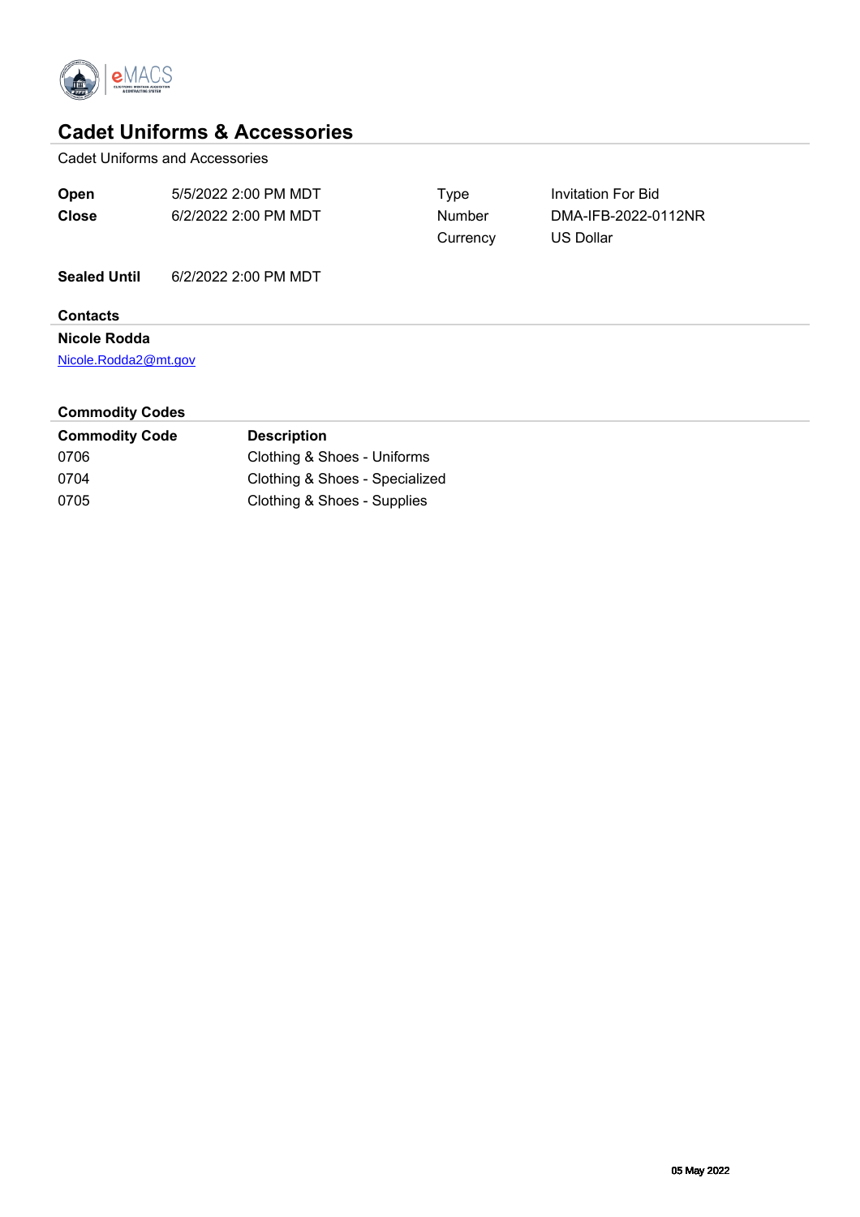# Cadet Uniforms & Accessories

Cadet Uniforms and Accessories

| | | | |
|---|---|---|---|
| **Open** | 5/5/2022 2:00 PM MDT | Type | Invitation For Bid |
| **Close** | 6/2/2022 2:00 PM MDT | Number | DMA-IFB-2022-0112NR |
| | | Currency | US Dollar |

**Sealed Until** 6/2/2022 2:00 PM MDT

## Contacts

**Nicole Rodda**

Nicole.Rodda2@mt.gov

## Commodity Codes

| Commodity Code | Description |
|---|---|
| 0706 | Clothing & Shoes - Uniforms |
| 0704 | Clothing & Shoes - Specialized |
| 0705 | Clothing & Shoes - Supplies |

05 May 2022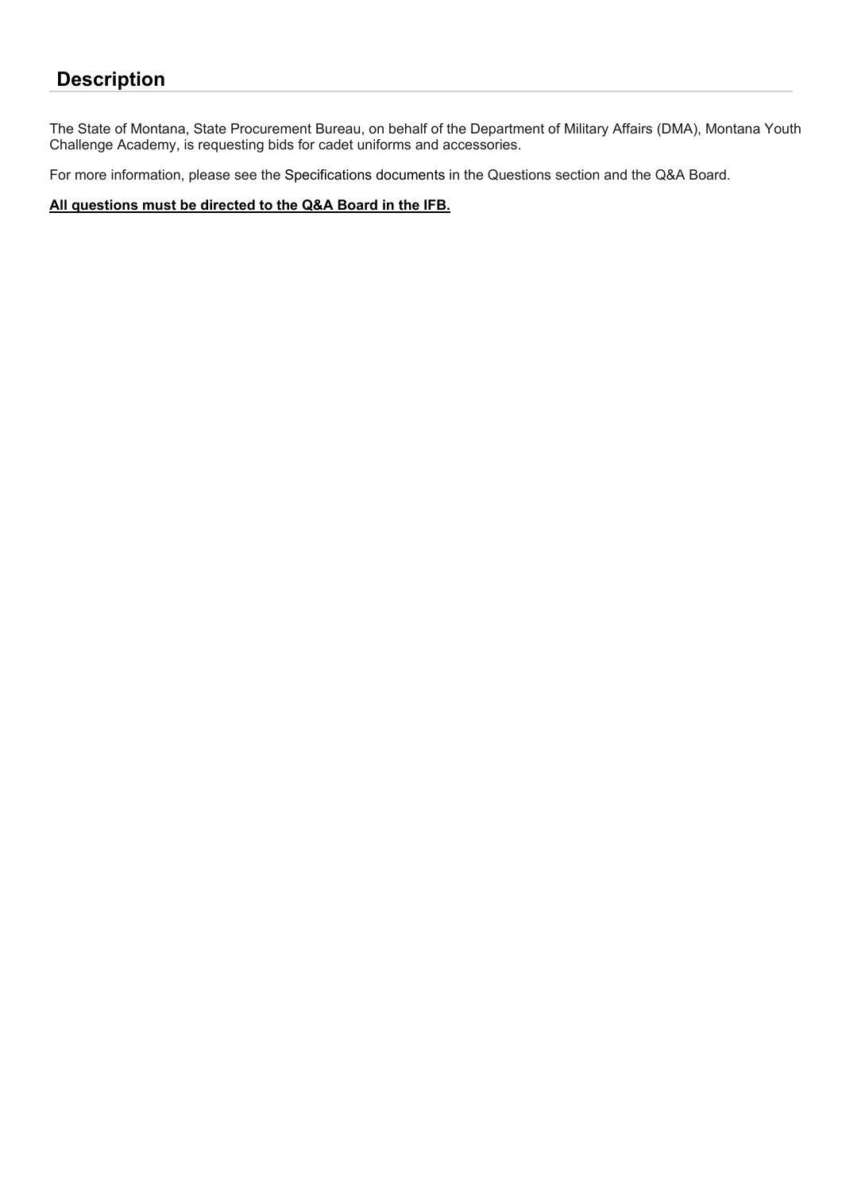## Description

The State of Montana, State Procurement Bureau, on behalf of the Department of Military Affairs (DMA), Montana Youth Challenge Academy, is requesting bids for cadet uniforms and accessories.

For more information, please see the Specifications documents in the Questions section and the Q&A Board.

**All questions must be directed to the Q&A Board in the IFB.**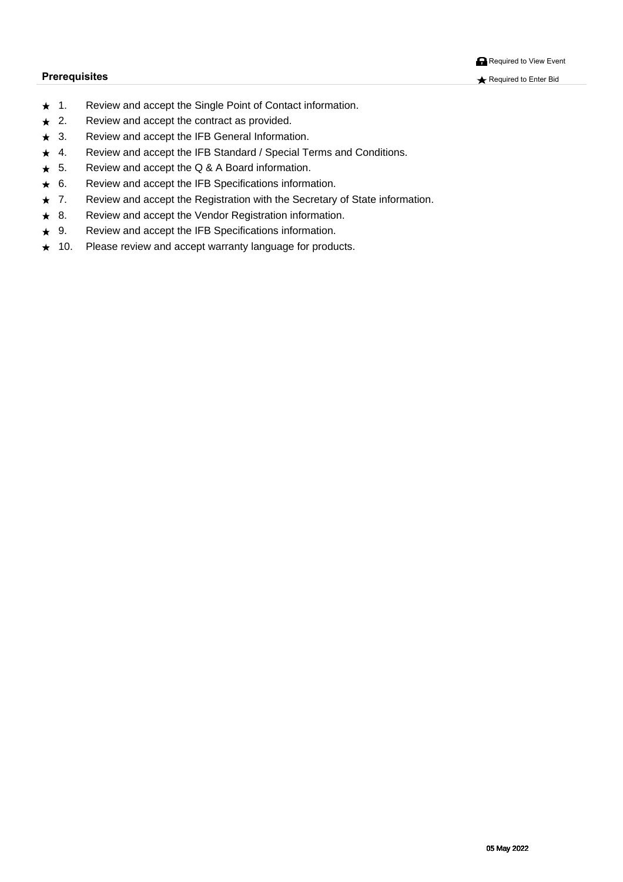🔒 Required to View Event

## Prerequisites

★ Required to Enter Bid

★ 1. Review and accept the Single Point of Contact information.

★ 2. Review and accept the contract as provided.

★ 3. Review and accept the IFB General Information.

★ 4. Review and accept the IFB Standard / Special Terms and Conditions.

★ 5. Review and accept the Q & A Board information.

★ 6. Review and accept the IFB Specifications information.

★ 7. Review and accept the Registration with the Secretary of State information.

★ 8. Review and accept the Vendor Registration information.

★ 9. Review and accept the IFB Specifications information.

★ 10. Please review and accept warranty language for products.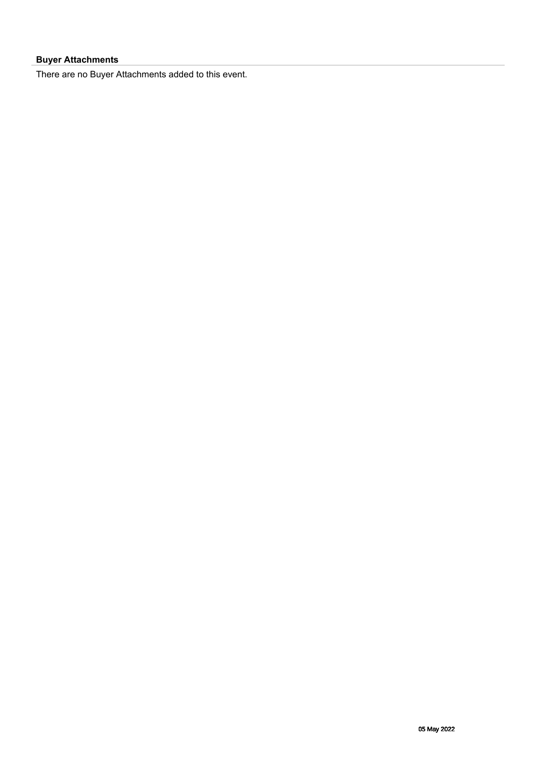**Buyer Attachments**

There are no Buyer Attachments added to this event.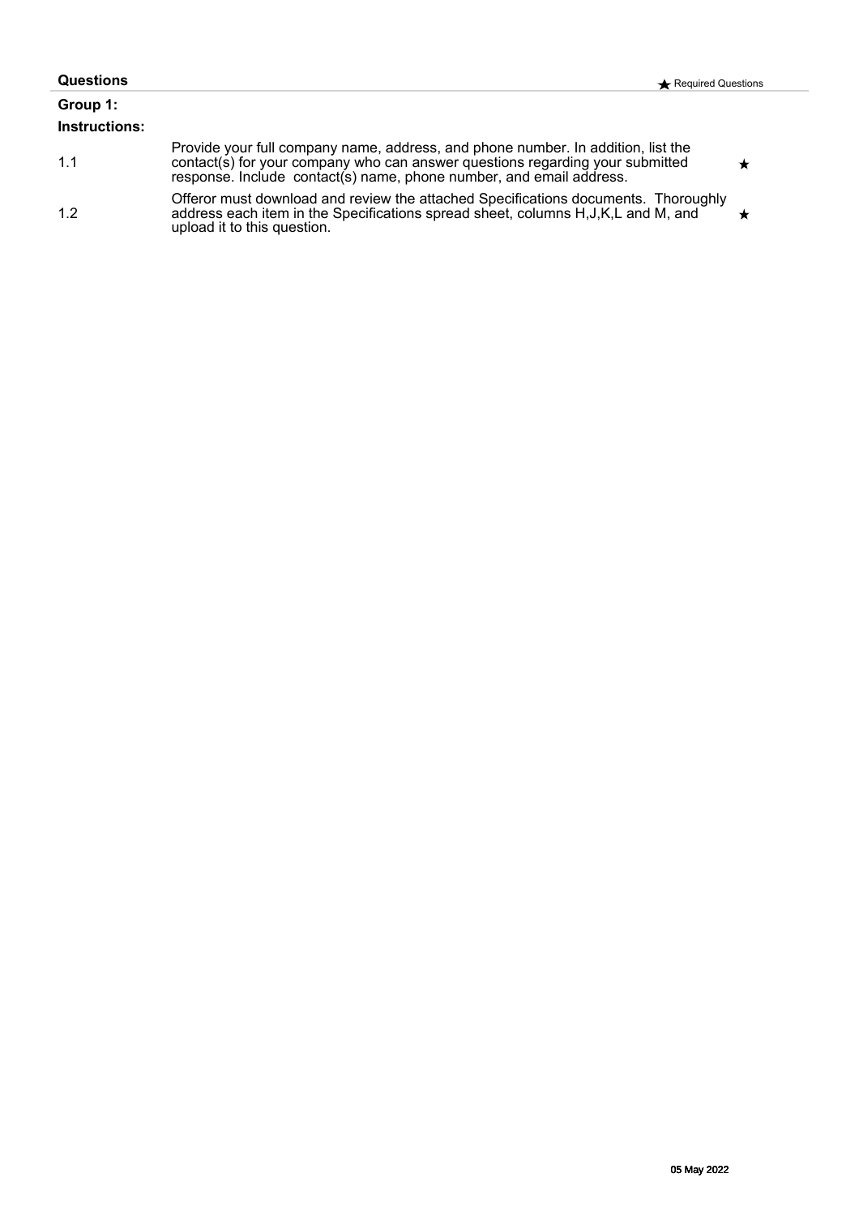**Questions** ★ Required Questions

**Group 1:**

**Instructions:**

| | | |
|---|---|---|
| 1.1 | Provide your full company name, address, and phone number. In addition, list the contact(s) for your company who can answer questions regarding your submitted response. Include contact(s) name, phone number, and email address. | ★ |
| 1.2 | Offeror must download and review the attached Specifications documents. Thoroughly address each item in the Specifications spread sheet, columns H,J,K,L and M, and upload it to this question. | ★ |

05 May 2022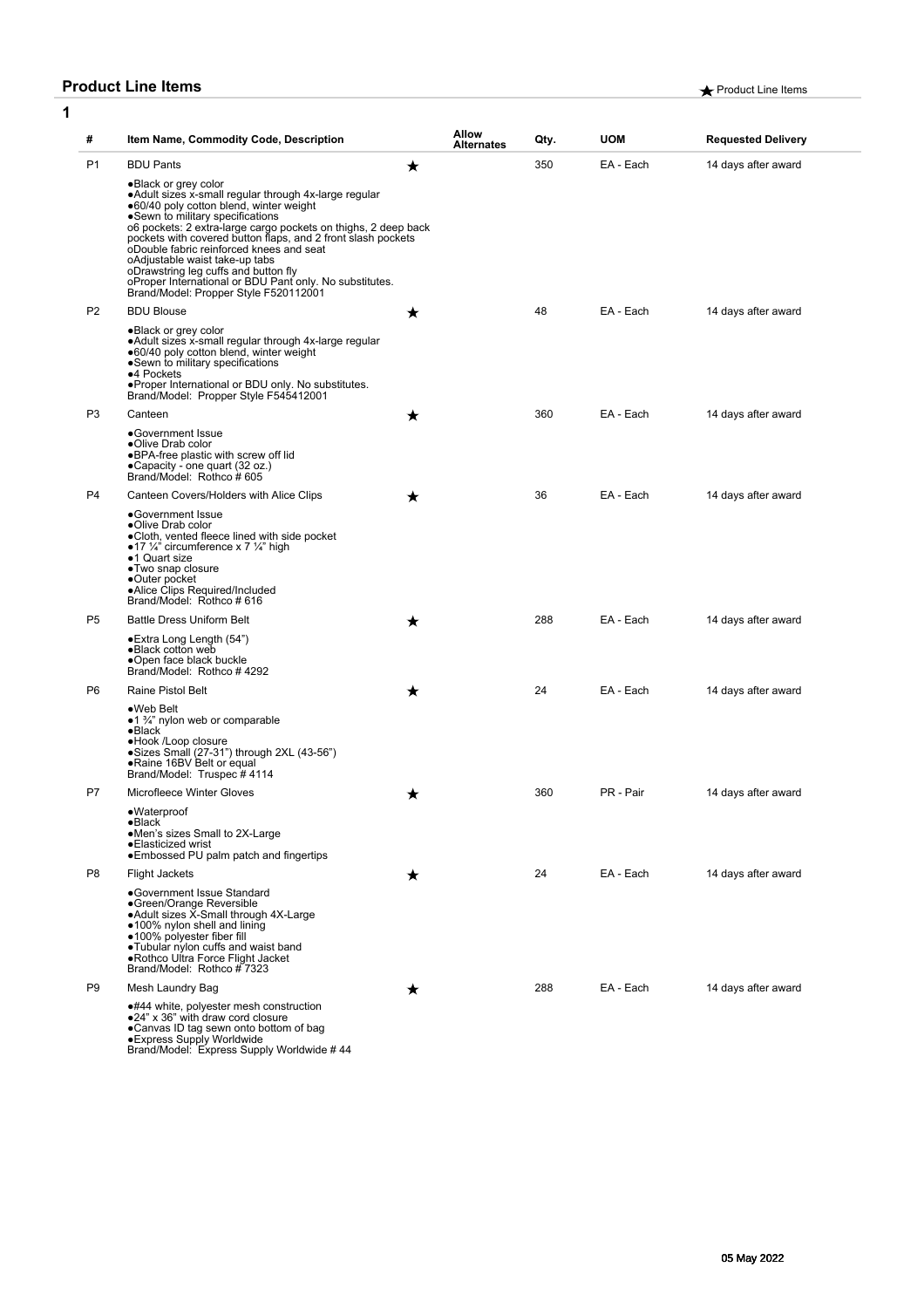## Product Line Items

★ Product Line Items

**1**

| # | Item Name, Commodity Code, Description | | Allow Alternates | Qty. | UOM | Requested Delivery |
|---|---|---|---|---|---|---|
| P1 | BDU Pants<br>●Black or grey color<br>●Adult sizes x-small regular through 4x-large regular<br>●60/40 poly cotton blend, winter weight<br>●Sewn to military specifications<br>o6 pockets: 2 extra-large cargo pockets on thighs, 2 deep back pockets with covered button flaps, and 2 front slash pockets<br>oDouble fabric reinforced knees and seat<br>oAdjustable waist take-up tabs<br>oDrawstring leg cuffs and button fly<br>oProper International or BDU Pant only. No substitutes.<br>Brand/Model: Propper Style F520112001 | ★ | | 350 | EA - Each | 14 days after award |
| P2 | BDU Blouse<br>●Black or grey color<br>●Adult sizes x-small regular through 4x-large regular<br>●60/40 poly cotton blend, winter weight<br>●Sewn to military specifications<br>●4 Pockets<br>●Proper International or BDU only. No substitutes.<br>Brand/Model: Propper Style F545412001 | ★ | | 48 | EA - Each | 14 days after award |
| P3 | Canteen<br>●Government Issue<br>●Olive Drab color<br>●BPA-free plastic with screw off lid<br>●Capacity - one quart (32 oz.)<br>Brand/Model: Rothco # 605 | ★ | | 360 | EA - Each | 14 days after award |
| P4 | Canteen Covers/Holders with Alice Clips<br>●Government Issue<br>●Olive Drab color<br>●Cloth, vented fleece lined with side pocket<br>●17 ¼" circumference x 7 ¼" high<br>●1 Quart size<br>●Two snap closure<br>●Outer pocket<br>●Alice Clips Required/Included<br>Brand/Model: Rothco # 616 | ★ | | 36 | EA - Each | 14 days after award |
| P5 | Battle Dress Uniform Belt<br>●Extra Long Length (54")<br>●Black cotton web<br>●Open face black buckle<br>Brand/Model: Rothco # 4292 | ★ | | 288 | EA - Each | 14 days after award |
| P6 | Raine Pistol Belt<br>●Web Belt<br>●1 ¾" nylon web or comparable<br>●Black<br>●Hook /Loop closure<br>●Sizes Small (27-31") through 2XL (43-56")<br>●Raine 16BV Belt or equal<br>Brand/Model: Truspec # 4114 | ★ | | 24 | EA - Each | 14 days after award |
| P7 | Microfleece Winter Gloves<br>●Waterproof<br>●Black<br>●Men's sizes Small to 2X-Large<br>●Elasticized wrist<br>●Embossed PU palm patch and fingertips | ★ | | 360 | PR - Pair | 14 days after award |
| P8 | Flight Jackets<br>●Government Issue Standard<br>●Green/Orange Reversible<br>●Adult sizes X-Small through 4X-Large<br>●100% nylon shell and lining<br>●100% polyester fiber fill<br>●Tubular nylon cuffs and waist band<br>●Rothco Ultra Force Flight Jacket<br>Brand/Model: Rothco # 7323 | ★ | | 24 | EA - Each | 14 days after award |
| P9 | Mesh Laundry Bag<br>●#44 white, polyester mesh construction<br>●24" x 36" with draw cord closure<br>●Canvas ID tag sewn onto bottom of bag<br>●Express Supply Worldwide<br>Brand/Model: Express Supply Worldwide # 44 | ★ | | 288 | EA - Each | 14 days after award |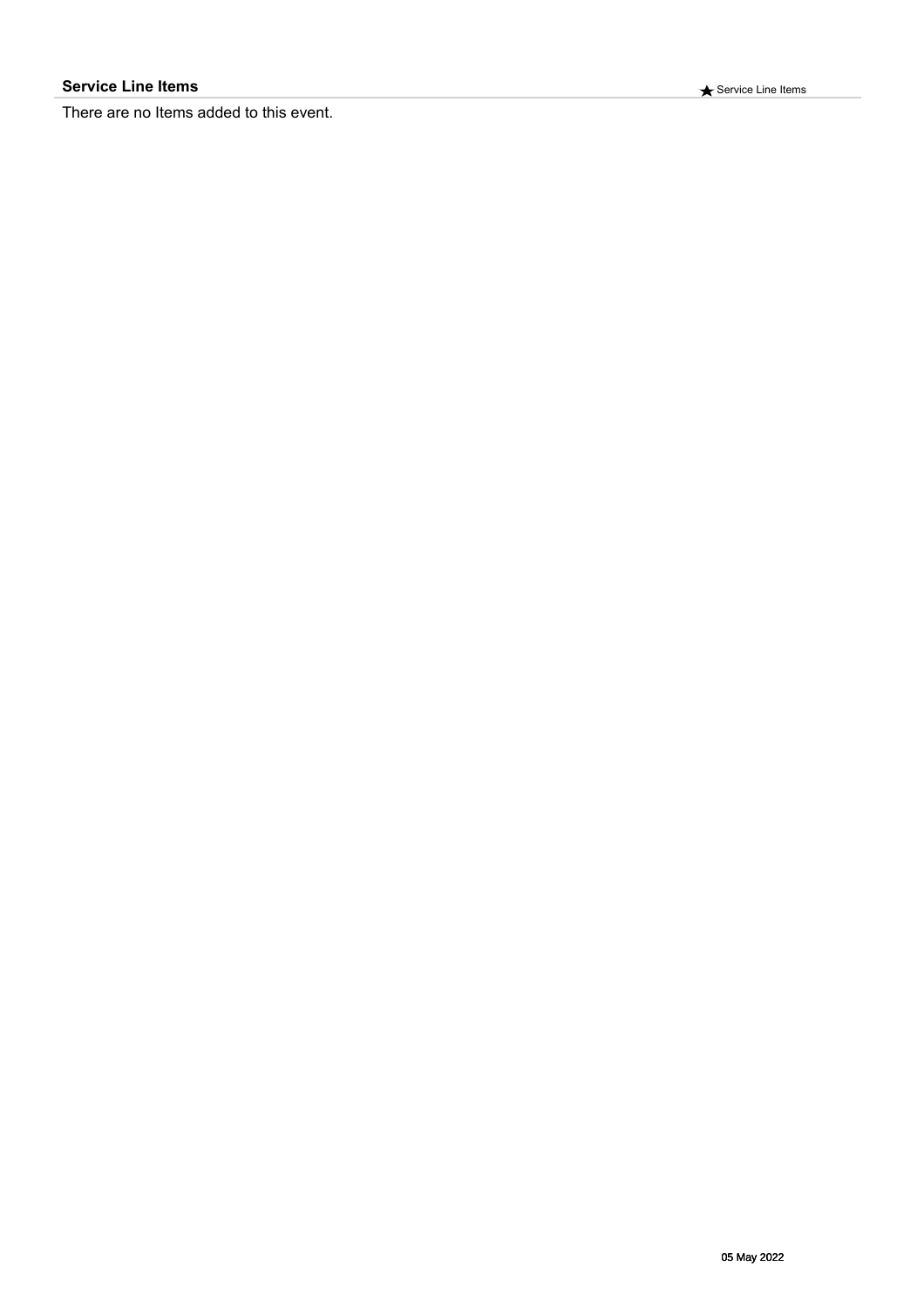## Service Line Items

★ Service Line Items

There are no Items added to this event.